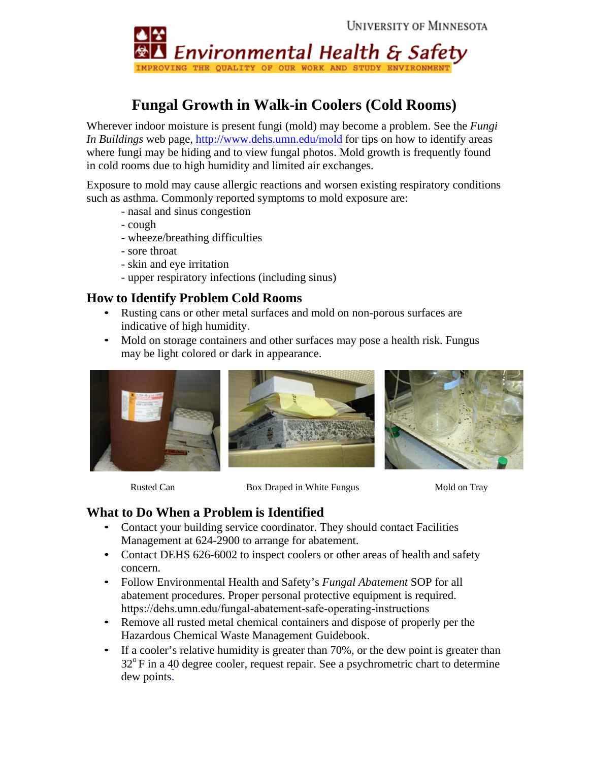University of Minnesota

Environmental Health & Safety

IMPROVING THE QUALITY OF OUR WORK AND STUDY ENVIRONMENT

# Fungal Growth in Walk-in Coolers (Cold Rooms)

Wherever indoor moisture is present fungi (mold) may become a problem. See the *Fungi In Buildings* web page, http://www.dehs.umn.edu/mold for tips on how to identify areas where fungi may be hiding and to view fungal photos. Mold growth is frequently found in cold rooms due to high humidity and limited air exchanges.

Exposure to mold may cause allergic reactions and worsen existing respiratory conditions such as asthma. Commonly reported symptoms to mold exposure are:

- nasal and sinus congestion
- cough
- wheeze/breathing difficulties
- sore throat
- skin and eye irritation
- upper respiratory infections (including sinus)

## How to Identify Problem Cold Rooms

- Rusting cans or other metal surfaces and mold on non-porous surfaces are indicative of high humidity.
- Mold on storage containers and other surfaces may pose a health risk. Fungus may be light colored or dark in appearance.

Rusted Can

Box Draped in White Fungus

Mold on Tray

## What to Do When a Problem is Identified

- Contact your building service coordinator. They should contact Facilities Management at 624-2900 to arrange for abatement.
- Contact DEHS 626-6002 to inspect coolers or other areas of health and safety concern.
- Follow Environmental Health and Safety's *Fungal Abatement* SOP for all abatement procedures. Proper personal protective equipment is required. https://dehs.umn.edu/fungal-abatement-safe-operating-instructions
- Remove all rusted metal chemical containers and dispose of properly per the Hazardous Chemical Waste Management Guidebook.
- If a cooler's relative humidity is greater than 70%, or the dew point is greater than $32^{o}$ F in a 40 degree cooler, request repair. See a psychrometric chart to determine dew points.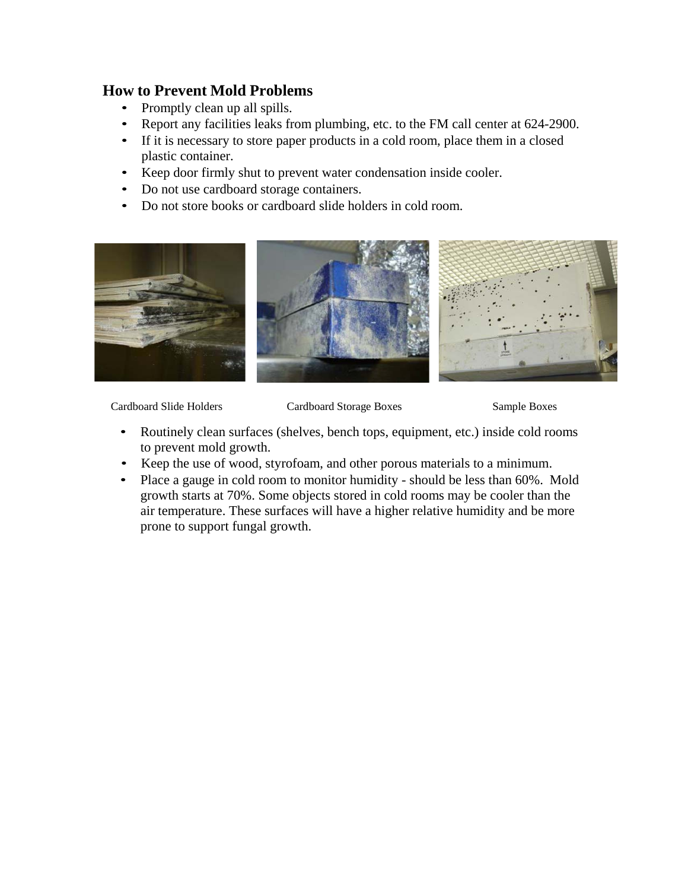## How to Prevent Mold Problems

- Promptly clean up all spills.
- Report any facilities leaks from plumbing, etc. to the FM call center at 624-2900.
- If it is necessary to store paper products in a cold room, place them in a closed plastic container.
- Keep door firmly shut to prevent water condensation inside cooler.
- Do not use cardboard storage containers.
- Do not store books or cardboard slide holders in cold room.

Cardboard Slide Holders

Cardboard Storage Boxes

Sample Boxes

- Routinely clean surfaces (shelves, bench tops, equipment, etc.) inside cold rooms to prevent mold growth.
- Keep the use of wood, styrofoam, and other porous materials to a minimum.
- Place a gauge in cold room to monitor humidity - should be less than 60%. Mold growth starts at 70%. Some objects stored in cold rooms may be cooler than the air temperature. These surfaces will have a higher relative humidity and be more prone to support fungal growth.